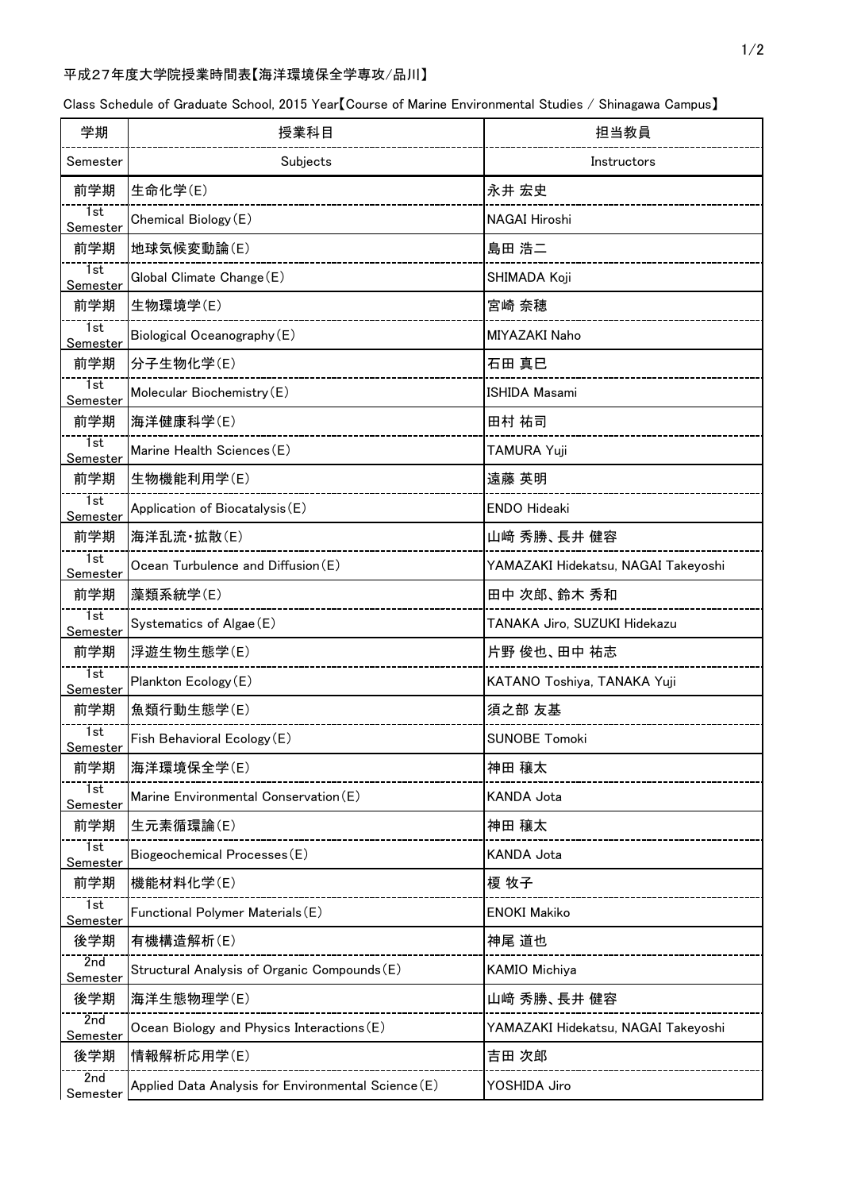平成27年度大学院授業時間表【海洋環境保全学専攻/品川】

Class Schedule of Graduate School, 2015 Year【Course of Marine Environmental Studies / Shinagawa Campus】

| 学期 | 授業科目 | 担当教員 |
| --- | --- | --- |
| Semester | Subjects | Instructors |
| 前学期 | 生命化学(E) | 永井 宏史 |
| 1st Semester | Chemical Biology(E) | NAGAI Hiroshi |
| 前学期 | 地球気候変動論(E) | 島田 浩二 |
| 1st Semester | Global Climate Change(E) | SHIMADA Koji |
| 前学期 | 生物環境学(E) | 宮崎 奈穂 |
| 1st Semester | Biological Oceanography(E) | MIYAZAKI Naho |
| 前学期 | 分子生物化学(E) | 石田 真巳 |
| 1st Semester | Molecular Biochemistry(E) | ISHIDA Masami |
| 前学期 | 海洋健康科学(E) | 田村 祐司 |
| 1st Semester | Marine Health Sciences(E) | TAMURA Yuji |
| 前学期 | 生物機能利用学(E) | 遠藤 英明 |
| 1st Semester | Application of Biocatalysis(E) | ENDO Hideaki |
| 前学期 | 海洋乱流・拡散(E) | 山﨑 秀勝、長井 健容 |
| 1st Semester | Ocean Turbulence and Diffusion(E) | YAMAZAKI Hidekatsu, NAGAI Takeyoshi |
| 前学期 | 藻類系統学(E) | 田中 次郎、鈴木 秀和 |
| 1st Semester | Systematics of Algae(E) | TANAKA Jiro, SUZUKI Hidekazu |
| 前学期 | 浮遊生物生態学(E) | 片野 俊也、田中 祐志 |
| 1st Semester | Plankton Ecology(E) | KATANO Toshiya, TANAKA Yuji |
| 前学期 | 魚類行動生態学(E) | 須之部 友基 |
| 1st Semester | Fish Behavioral Ecology(E) | SUNOBE Tomoki |
| 前学期 | 海洋環境保全学(E) | 神田 穣太 |
| 1st Semester | Marine Environmental Conservation(E) | KANDA Jota |
| 前学期 | 生元素循環論(E) | 神田 穣太 |
| 1st Semester | Biogeochemical Processes(E) | KANDA Jota |
| 前学期 | 機能材料化学(E) | 榎 牧子 |
| 1st Semester | Functional Polymer Materials(E) | ENOKI Makiko |
| 後学期 | 有機構造解析(E) | 神尾 道也 |
| 2nd Semester | Structural Analysis of Organic Compounds(E) | KAMIO Michiya |
| 後学期 | 海洋生態物理学(E) | 山﨑 秀勝、長井 健容 |
| 2nd Semester | Ocean Biology and Physics Interactions(E) | YAMAZAKI Hidekatsu, NAGAI Takeyoshi |
| 後学期 | 情報解析応用学(E) | 吉田 次郎 |
| 2nd Semester | Applied Data Analysis for Environmental Science(E) | YOSHIDA Jiro |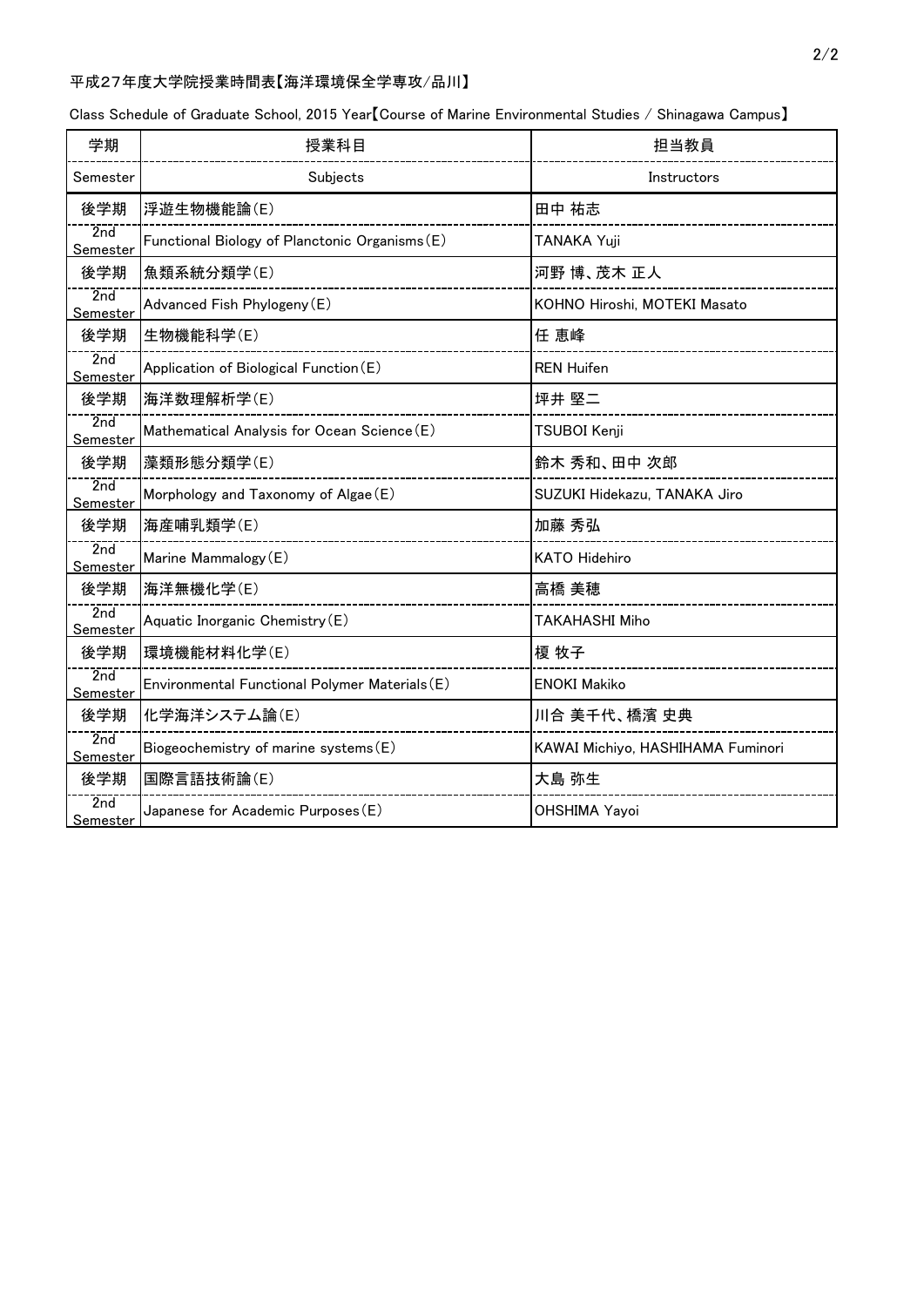平成27年度大学院授業時間表【海洋環境保全学専攻/品川】

Class Schedule of Graduate School, 2015 Year【Course of Marine Environmental Studies / Shinagawa Campus】

| 学期 | 授業科目 | 担当教員 |
| --- | --- | --- |
| Semester | Subjects | Instructors |
| 後学期 | 浮遊生物機能論(E) | 田中 祐志 |
| 2nd Semester | Functional Biology of Planctonic Organisms(E) | TANAKA Yuji |
| 後学期 | 魚類系統分類学(E) | 河野 博、茂木 正人 |
| 2nd Semester | Advanced Fish Phylogeny(E) | KOHNO Hiroshi, MOTEKI Masato |
| 後学期 | 生物機能科学(E) | 任 恵峰 |
| 2nd Semester | Application of Biological Function(E) | REN Huifen |
| 後学期 | 海洋数理解析学(E) | 坪井 堅二 |
| 2nd Semester | Mathematical Analysis for Ocean Science(E) | TSUBOI Kenji |
| 後学期 | 藻類形態分類学(E) | 鈴木 秀和、田中 次郎 |
| 2nd Semester | Morphology and Taxonomy of Algae(E) | SUZUKI Hidekazu, TANAKA Jiro |
| 後学期 | 海産哺乳類学(E) | 加藤 秀弘 |
| 2nd Semester | Marine Mammalogy(E) | KATO Hidehiro |
| 後学期 | 海洋無機化学(E) | 高橋 美穂 |
| 2nd Semester | Aquatic Inorganic Chemistry(E) | TAKAHASHI Miho |
| 後学期 | 環境機能材料化学(E) | 榎 牧子 |
| 2nd Semester | Environmental Functional Polymer Materials(E) | ENOKI Makiko |
| 後学期 | 化学海洋システム論(E) | 川合 美千代、橋濱 史典 |
| 2nd Semester | Biogeochemistry of marine systems(E) | KAWAI Michiyo, HASHIHAMA Fuminori |
| 後学期 | 国際言語技術論(E) | 大島 弥生 |
| 2nd Semester | Japanese for Academic Purposes(E) | OHSHIMA Yayoi |